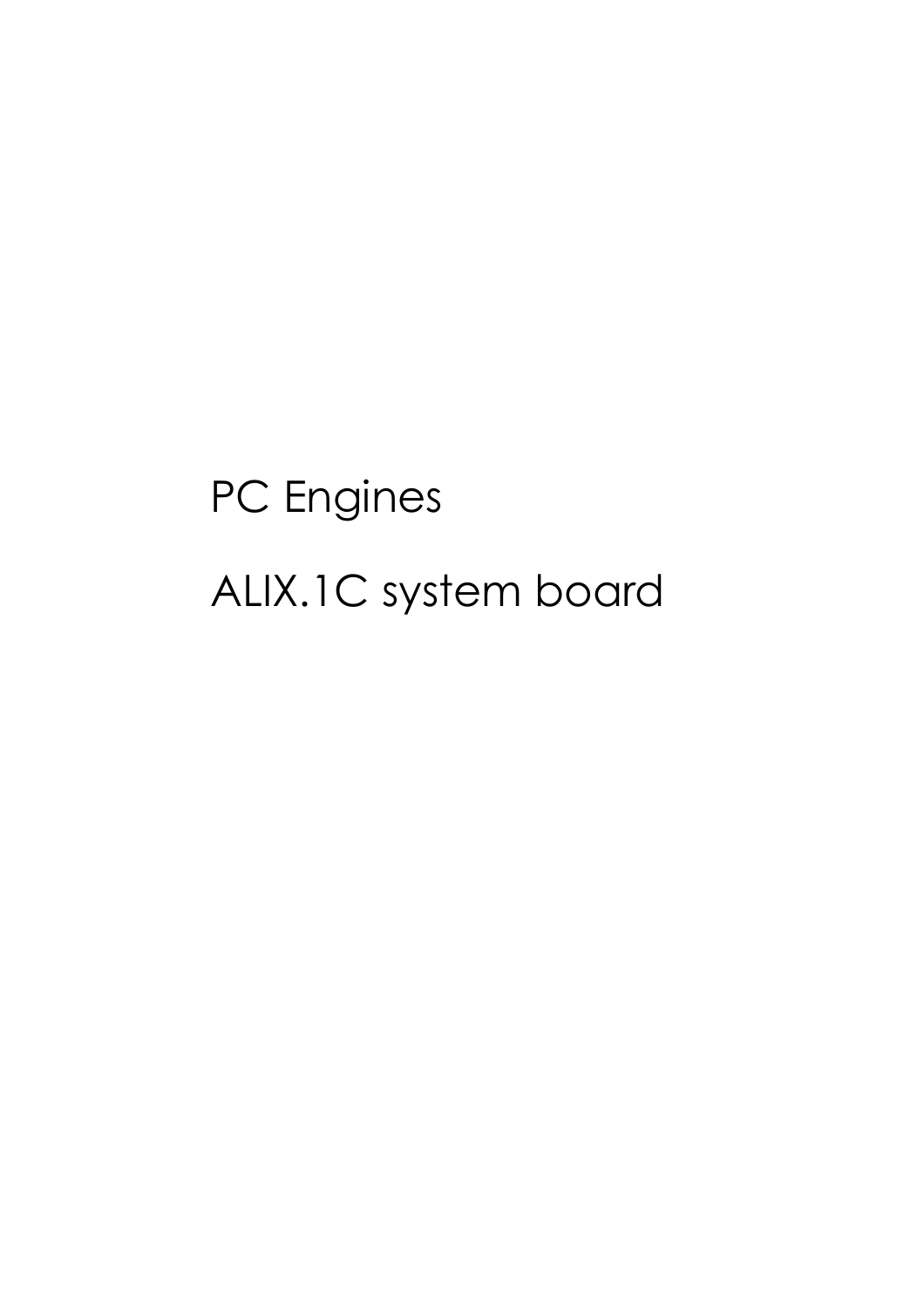# PC Engines

# ALIX.1C system board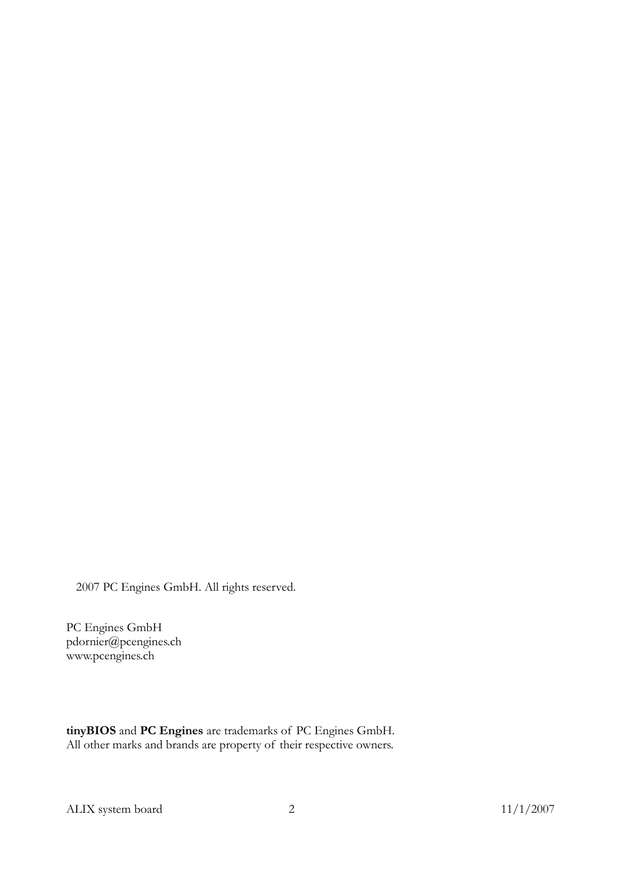2007 PC Engines GmbH. All rights reserved.

PC Engines GmbH
pdornier@pcengines.ch
www.pcengines.ch

**tinyBIOS** and **PC Engines** are trademarks of PC Engines GmbH.
All other marks and brands are property of their respective owners.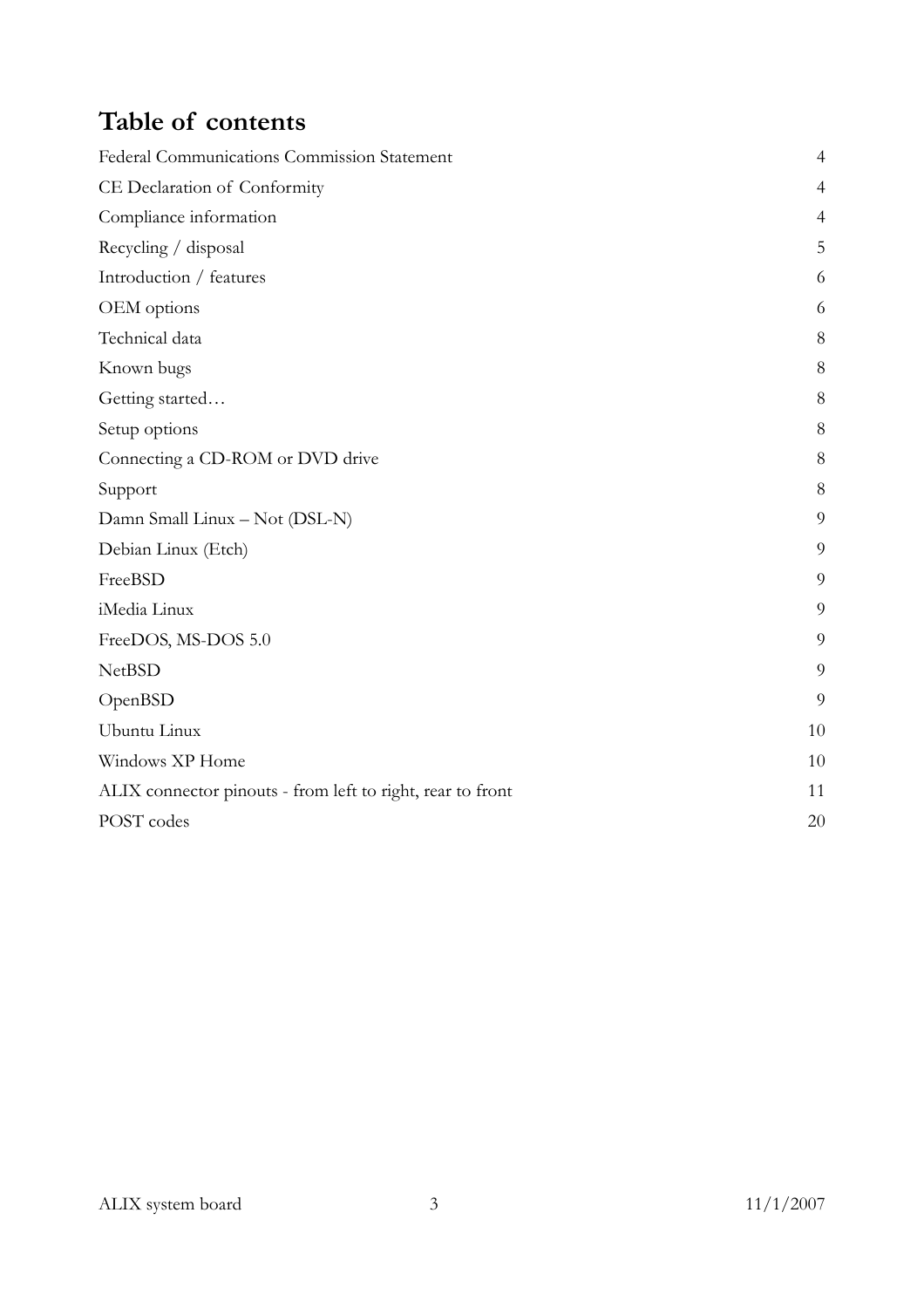# Table of contents

| | |
|---|---|
| Federal Communications Commission Statement | 4 |
| CE Declaration of Conformity | 4 |
| Compliance information | 4 |
| Recycling / disposal | 5 |
| Introduction / features | 6 |
| OEM options | 6 |
| Technical data | 8 |
| Known bugs | 8 |
| Getting started… | 8 |
| Setup options | 8 |
| Connecting a CD-ROM or DVD drive | 8 |
| Support | 8 |
| Damn Small Linux – Not (DSL-N) | 9 |
| Debian Linux (Etch) | 9 |
| FreeBSD | 9 |
| iMedia Linux | 9 |
| FreeDOS, MS-DOS 5.0 | 9 |
| NetBSD | 9 |
| OpenBSD | 9 |
| Ubuntu Linux | 10 |
| Windows XP Home | 10 |
| ALIX connector pinouts - from left to right, rear to front | 11 |
| POST codes | 20 |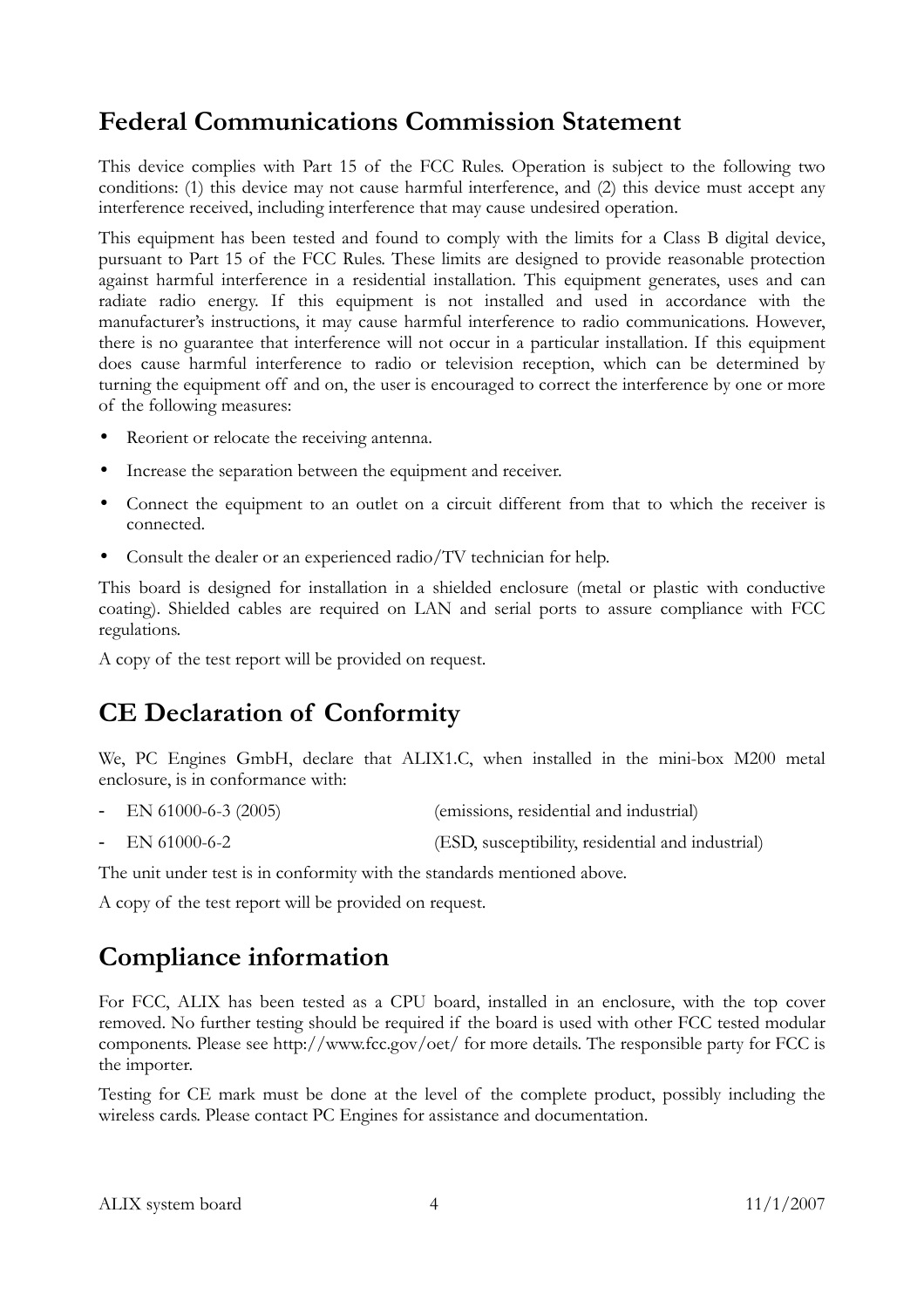## Federal Communications Commission Statement

This device complies with Part 15 of the FCC Rules. Operation is subject to the following two conditions: (1) this device may not cause harmful interference, and (2) this device must accept any interference received, including interference that may cause undesired operation.

This equipment has been tested and found to comply with the limits for a Class B digital device, pursuant to Part 15 of the FCC Rules. These limits are designed to provide reasonable protection against harmful interference in a residential installation. This equipment generates, uses and can radiate radio energy. If this equipment is not installed and used in accordance with the manufacturer's instructions, it may cause harmful interference to radio communications. However, there is no guarantee that interference will not occur in a particular installation. If this equipment does cause harmful interference to radio or television reception, which can be determined by turning the equipment off and on, the user is encouraged to correct the interference by one or more of the following measures:

- Reorient or relocate the receiving antenna.
- Increase the separation between the equipment and receiver.
- Connect the equipment to an outlet on a circuit different from that to which the receiver is connected.
- Consult the dealer or an experienced radio/TV technician for help.

This board is designed for installation in a shielded enclosure (metal or plastic with conductive coating). Shielded cables are required on LAN and serial ports to assure compliance with FCC regulations.

A copy of the test report will be provided on request.

## CE Declaration of Conformity

We, PC Engines GmbH, declare that ALIX1.C, when installed in the mini-box M200 metal enclosure, is in conformance with:

- EN 61000-6-3 (2005) (emissions, residential and industrial)
- EN 61000-6-2 (ESD, susceptibility, residential and industrial)

The unit under test is in conformity with the standards mentioned above.

A copy of the test report will be provided on request.

## Compliance information

For FCC, ALIX has been tested as a CPU board, installed in an enclosure, with the top cover removed. No further testing should be required if the board is used with other FCC tested modular components. Please see http://www.fcc.gov/oet/ for more details. The responsible party for FCC is the importer.

Testing for CE mark must be done at the level of the complete product, possibly including the wireless cards. Please contact PC Engines for assistance and documentation.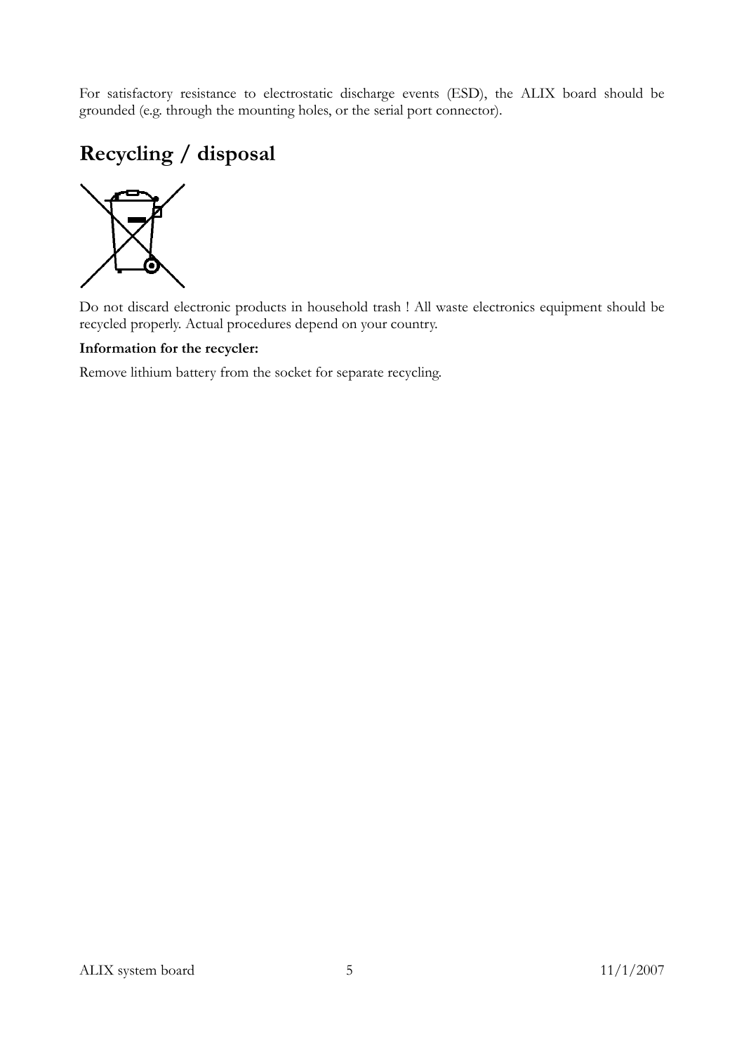For satisfactory resistance to electrostatic discharge events (ESD), the ALIX board should be grounded (e.g. through the mounting holes, or the serial port connector).

## Recycling / disposal

Do not discard electronic products in household trash ! All waste electronics equipment should be recycled properly. Actual procedures depend on your country.

**Information for the recycler:**

Remove lithium battery from the socket for separate recycling.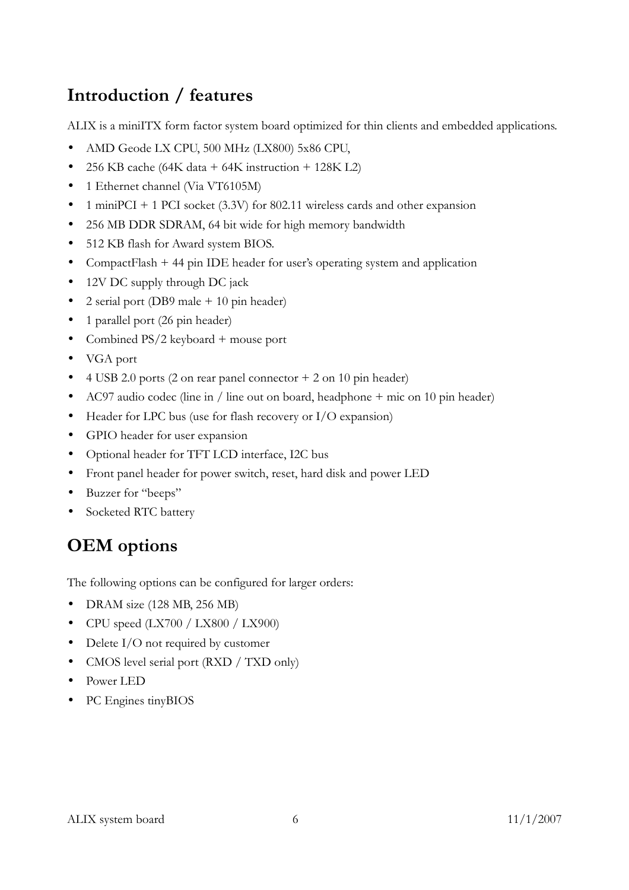## Introduction / features

ALIX is a miniITX form factor system board optimized for thin clients and embedded applications.

- AMD Geode LX CPU, 500 MHz (LX800) 5x86 CPU,
- 256 KB cache (64K data + 64K instruction + 128K L2)
- 1 Ethernet channel (Via VT6105M)
- 1 miniPCI + 1 PCI socket (3.3V) for 802.11 wireless cards and other expansion
- 256 MB DDR SDRAM, 64 bit wide for high memory bandwidth
- 512 KB flash for Award system BIOS.
- CompactFlash + 44 pin IDE header for user's operating system and application
- 12V DC supply through DC jack
- 2 serial port (DB9 male + 10 pin header)
- 1 parallel port (26 pin header)
- Combined PS/2 keyboard + mouse port
- VGA port
- 4 USB 2.0 ports (2 on rear panel connector + 2 on 10 pin header)
- AC97 audio codec (line in / line out on board, headphone + mic on 10 pin header)
- Header for LPC bus (use for flash recovery or I/O expansion)
- GPIO header for user expansion
- Optional header for TFT LCD interface, I2C bus
- Front panel header for power switch, reset, hard disk and power LED
- Buzzer for "beeps"
- Socketed RTC battery

## OEM options

The following options can be configured for larger orders:

- DRAM size (128 MB, 256 MB)
- CPU speed (LX700 / LX800 / LX900)
- Delete I/O not required by customer
- CMOS level serial port (RXD / TXD only)
- Power LED
- PC Engines tinyBIOS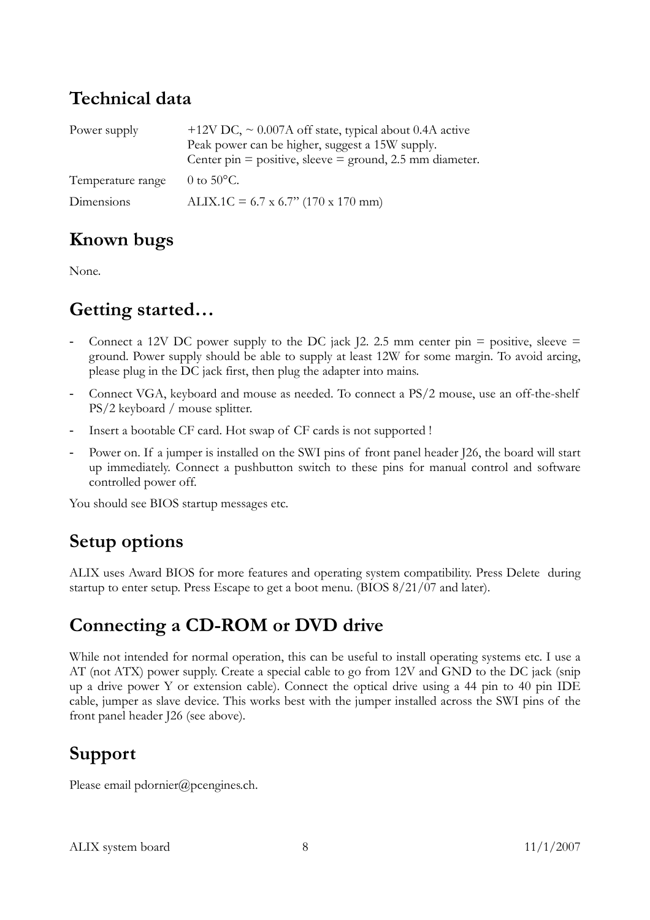## Technical data

| | |
|---|---|
| Power supply | +12V DC, ~ 0.007A off state, typical about 0.4A active<br>Peak power can be higher, suggest a 15W supply.<br>Center pin = positive, sleeve = ground, 2.5 mm diameter. |
| Temperature range | 0 to 50°C. |
| Dimensions | ALIX.1C = 6.7 x 6.7" (170 x 170 mm) |

## Known bugs

None.

## Getting started…

- Connect a 12V DC power supply to the DC jack J2. 2.5 mm center pin = positive, sleeve = ground. Power supply should be able to supply at least 12W for some margin. To avoid arcing, please plug in the DC jack first, then plug the adapter into mains.
- Connect VGA, keyboard and mouse as needed. To connect a PS/2 mouse, use an off-the-shelf PS/2 keyboard / mouse splitter.
- Insert a bootable CF card. Hot swap of CF cards is not supported !
- Power on. If a jumper is installed on the SWI pins of front panel header J26, the board will start up immediately. Connect a pushbutton switch to these pins for manual control and software controlled power off.

You should see BIOS startup messages etc.

## Setup options

ALIX uses Award BIOS for more features and operating system compatibility. Press Delete during startup to enter setup. Press Escape to get a boot menu. (BIOS 8/21/07 and later).

## Connecting a CD-ROM or DVD drive

While not intended for normal operation, this can be useful to install operating systems etc. I use a AT (not ATX) power supply. Create a special cable to go from 12V and GND to the DC jack (snip up a drive power Y or extension cable). Connect the optical drive using a 44 pin to 40 pin IDE cable, jumper as slave device. This works best with the jumper installed across the SWI pins of the front panel header J26 (see above).

## Support

Please email pdornier@pcengines.ch.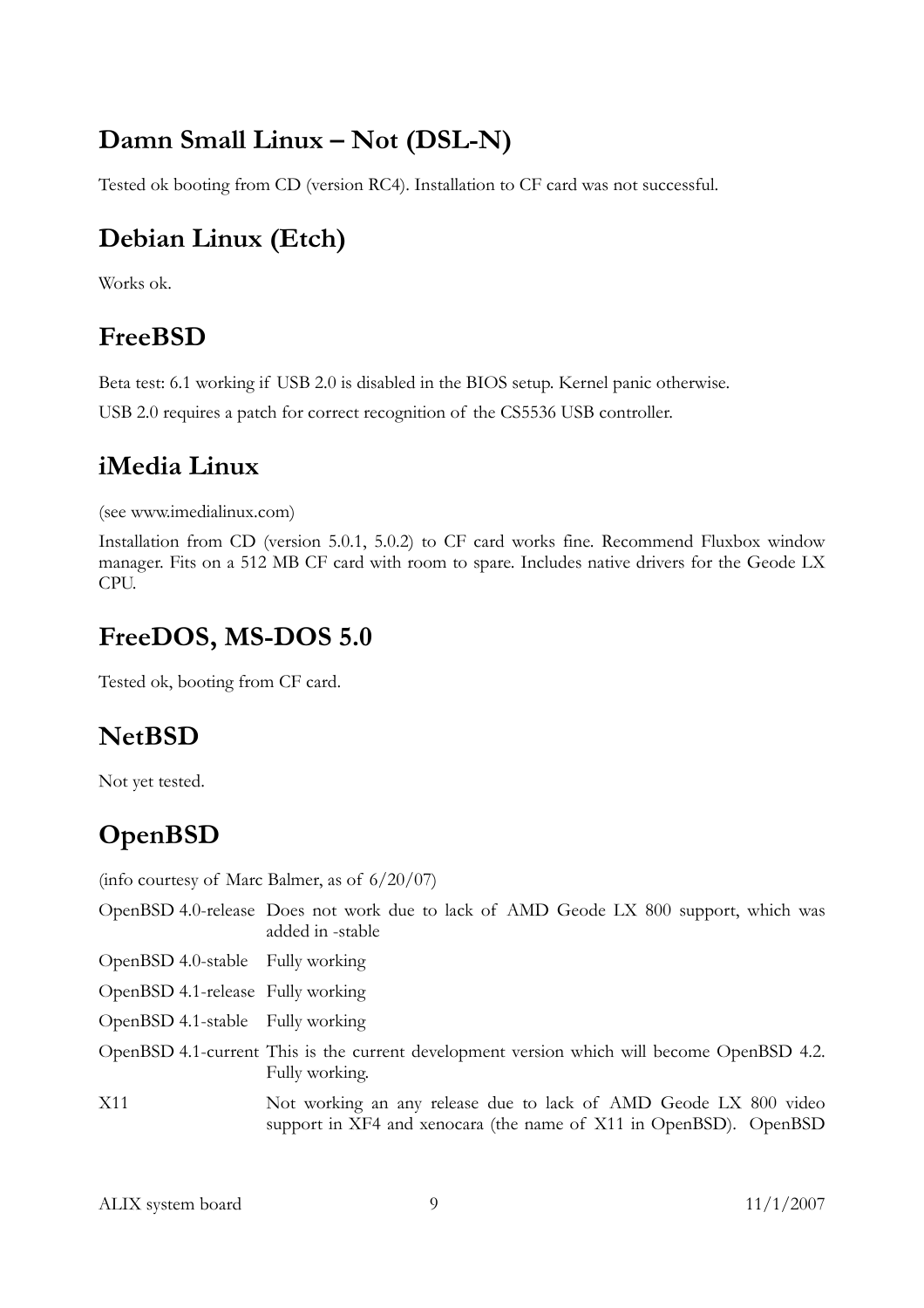## Damn Small Linux – Not (DSL-N)

Tested ok booting from CD (version RC4). Installation to CF card was not successful.

## Debian Linux (Etch)

Works ok.

## FreeBSD

Beta test: 6.1 working if USB 2.0 is disabled in the BIOS setup. Kernel panic otherwise.

USB 2.0 requires a patch for correct recognition of the CS5536 USB controller.

## iMedia Linux

(see www.imedialinux.com)

Installation from CD (version 5.0.1, 5.0.2) to CF card works fine. Recommend Fluxbox window manager. Fits on a 512 MB CF card with room to spare. Includes native drivers for the Geode LX CPU.

## FreeDOS, MS-DOS 5.0

Tested ok, booting from CF card.

## NetBSD

Not yet tested.

## OpenBSD

(info courtesy of Marc Balmer, as of 6/20/07)

| | |
|---|---|
| OpenBSD 4.0-release | Does not work due to lack of AMD Geode LX 800 support, which was added in -stable |
| OpenBSD 4.0-stable | Fully working |
| OpenBSD 4.1-release | Fully working |
| OpenBSD 4.1-stable | Fully working |
| OpenBSD 4.1-current | This is the current development version which will become OpenBSD 4.2. Fully working. |
| X11 | Not working an any release due to lack of AMD Geode LX 800 video support in XF4 and xenocara (the name of X11 in OpenBSD). OpenBSD |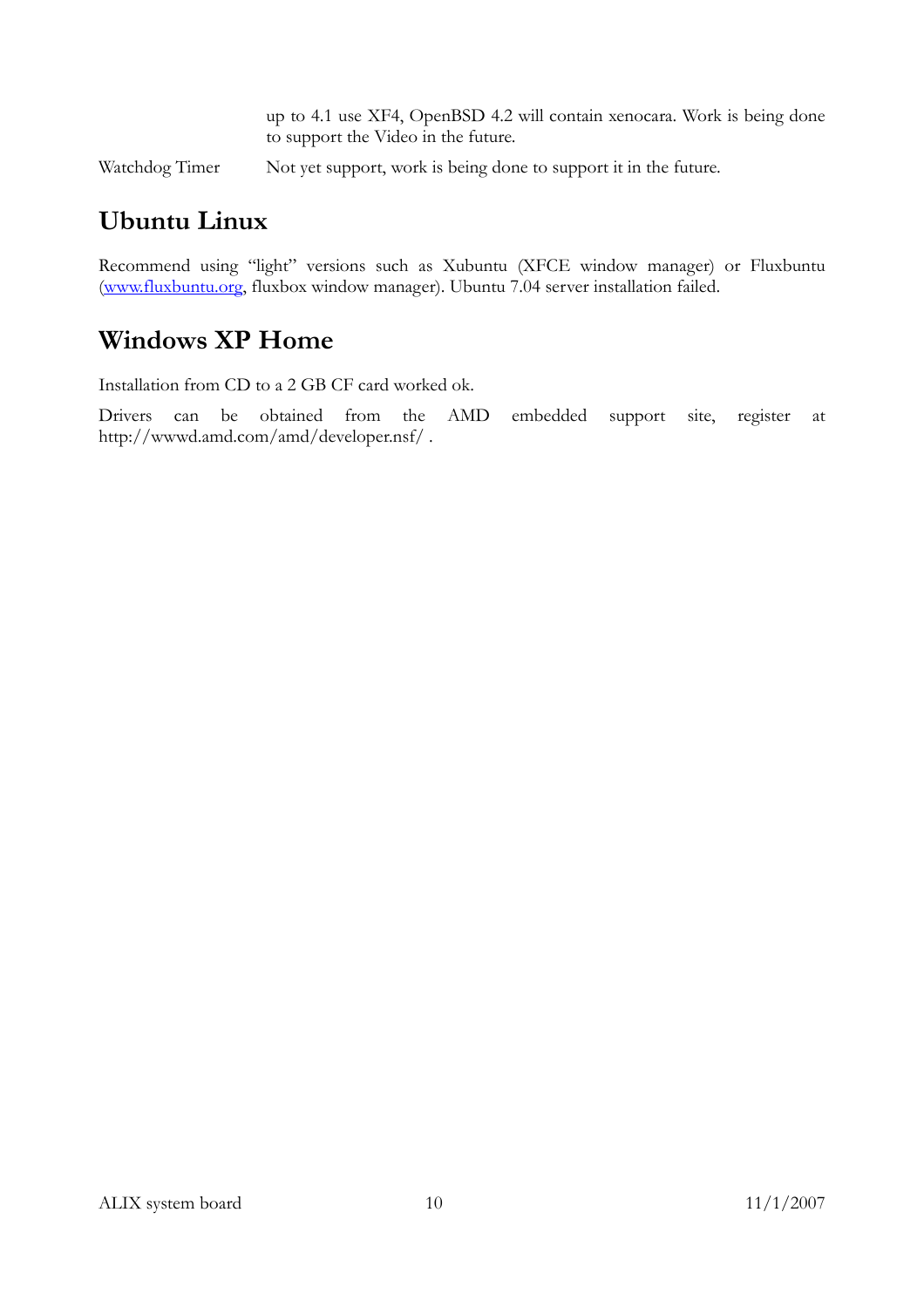|  |  |
| --- | --- |
|  | up to 4.1 use XF4, OpenBSD 4.2 will contain xenocara. Work is being done to support the Video in the future. |
| Watchdog Timer | Not yet support, work is being done to support it in the future. |

## Ubuntu Linux

Recommend using "light" versions such as Xubuntu (XFCE window manager) or Fluxbuntu (www.fluxbuntu.org, fluxbox window manager). Ubuntu 7.04 server installation failed.

## Windows XP Home

Installation from CD to a 2 GB CF card worked ok.

Drivers can be obtained from the AMD embedded support site, register at http://wwwd.amd.com/amd/developer.nsf/ .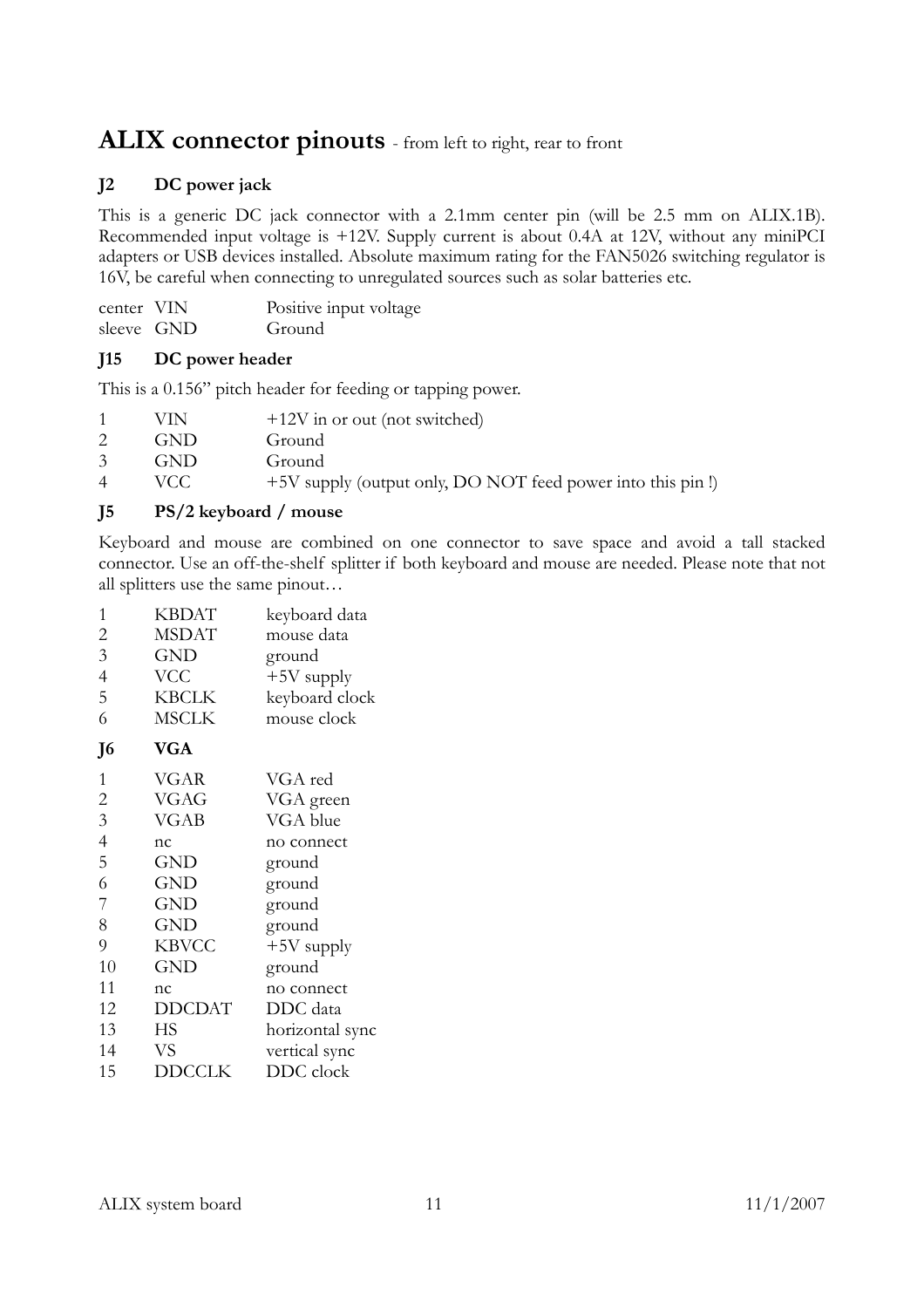## ALIX connector pinouts - from left to right, rear to front

### J2 DC power jack

This is a generic DC jack connector with a 2.1mm center pin (will be 2.5 mm on ALIX.1B). Recommended input voltage is +12V. Supply current is about 0.4A at 12V, without any miniPCI adapters or USB devices installed. Absolute maximum rating for the FAN5026 switching regulator is 16V, be careful when connecting to unregulated sources such as solar batteries etc.

| | | |
|---|---|---|
| center | VIN | Positive input voltage |
| sleeve | GND | Ground |

### J15 DC power header

This is a 0.156" pitch header for feeding or tapping power.

| | | |
|---|---|---|
| 1 | VIN | +12V in or out (not switched) |
| 2 | GND | Ground |
| 3 | GND | Ground |
| 4 | VCC | +5V supply (output only, DO NOT feed power into this pin !) |

### J5 PS/2 keyboard / mouse

Keyboard and mouse are combined on one connector to save space and avoid a tall stacked connector. Use an off-the-shelf splitter if both keyboard and mouse are needed. Please note that not all splitters use the same pinout…

| | | |
|---|---|---|
| 1 | KBDAT | keyboard data |
| 2 | MSDAT | mouse data |
| 3 | GND | ground |
| 4 | VCC | +5V supply |
| 5 | KBCLK | keyboard clock |
| 6 | MSCLK | mouse clock |

### J6 VGA

| | | |
|---|---|---|
| 1 | VGAR | VGA red |
| 2 | VGAG | VGA green |
| 3 | VGAB | VGA blue |
| 4 | nc | no connect |
| 5 | GND | ground |
| 6 | GND | ground |
| 7 | GND | ground |
| 8 | GND | ground |
| 9 | KBVCC | +5V supply |
| 10 | GND | ground |
| 11 | nc | no connect |
| 12 | DDCDAT | DDC data |
| 13 | HS | horizontal sync |
| 14 | VS | vertical sync |
| 15 | DDCCLK | DDC clock |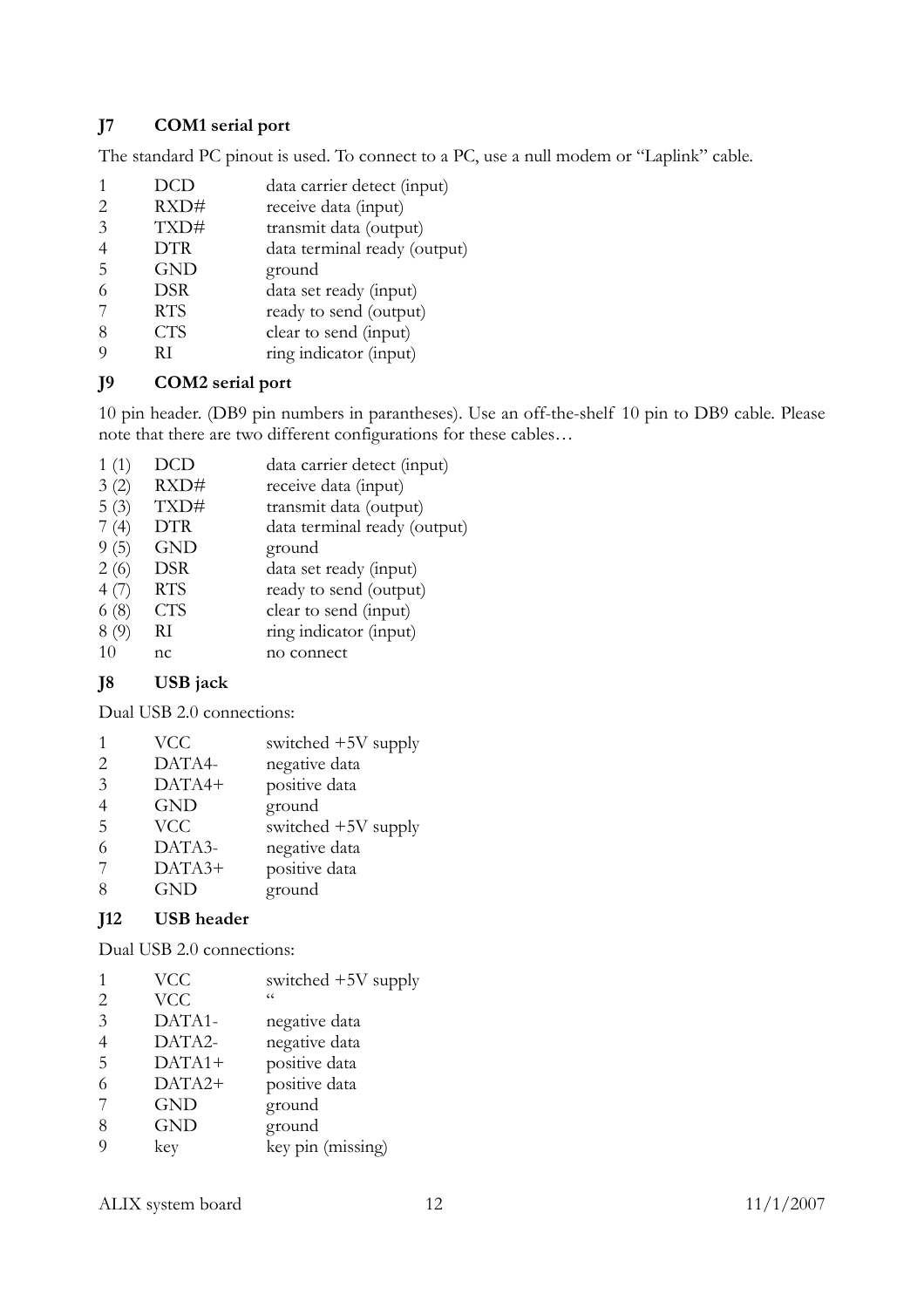### J7 COM1 serial port

The standard PC pinout is used. To connect to a PC, use a null modem or "Laplink" cable.

| | | |
|---|---|---|
| 1 | DCD | data carrier detect (input) |
| 2 | RXD# | receive data (input) |
| 3 | TXD# | transmit data (output) |
| 4 | DTR | data terminal ready (output) |
| 5 | GND | ground |
| 6 | DSR | data set ready (input) |
| 7 | RTS | ready to send (output) |
| 8 | CTS | clear to send (input) |
| 9 | RI | ring indicator (input) |

### J9 COM2 serial port

10 pin header. (DB9 pin numbers in parantheses). Use an off-the-shelf 10 pin to DB9 cable. Please note that there are two different configurations for these cables…

| | | |
|---|---|---|
| 1 (1) | DCD | data carrier detect (input) |
| 3 (2) | RXD# | receive data (input) |
| 5 (3) | TXD# | transmit data (output) |
| 7 (4) | DTR | data terminal ready (output) |
| 9 (5) | GND | ground |
| 2 (6) | DSR | data set ready (input) |
| 4 (7) | RTS | ready to send (output) |
| 6 (8) | CTS | clear to send (input) |
| 8 (9) | RI | ring indicator (input) |
| 10 | nc | no connect |

### J8 USB jack

Dual USB 2.0 connections:

| | | |
|---|---|---|
| 1 | VCC | switched +5V supply |
| 2 | DATA4- | negative data |
| 3 | DATA4+ | positive data |
| 4 | GND | ground |
| 5 | VCC | switched +5V supply |
| 6 | DATA3- | negative data |
| 7 | DATA3+ | positive data |
| 8 | GND | ground |

### J12 USB header

Dual USB 2.0 connections:

| | | |
|---|---|---|
| 1 | VCC | switched +5V supply |
| 2 | VCC | " |
| 3 | DATA1- | negative data |
| 4 | DATA2- | negative data |
| 5 | DATA1+ | positive data |
| 6 | DATA2+ | positive data |
| 7 | GND | ground |
| 8 | GND | ground |
| 9 | key | key pin (missing) |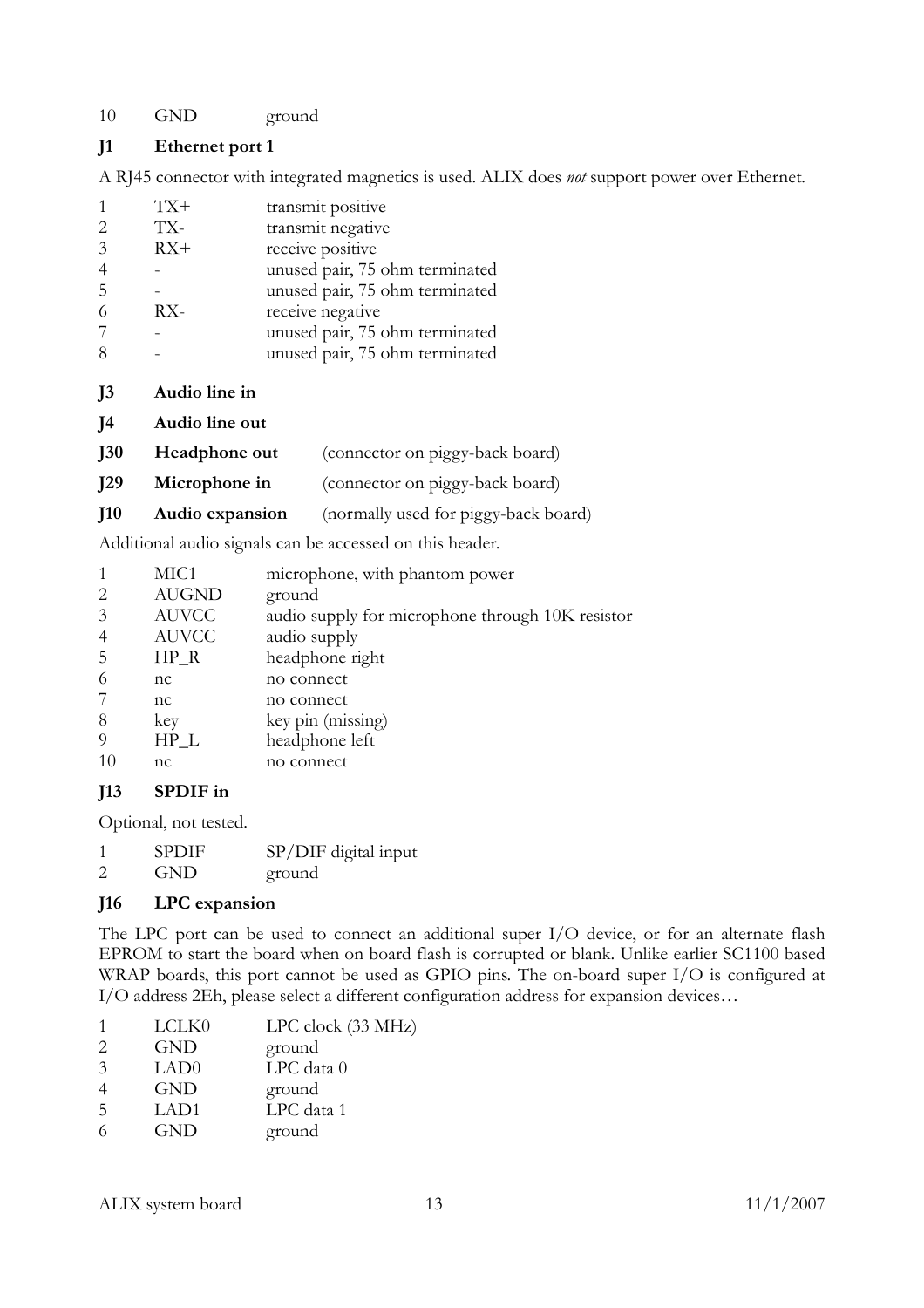| | | |
|---|---|---|
| 10 | GND | ground |

## J1 Ethernet port 1

A RJ45 connector with integrated magnetics is used. ALIX does *not* support power over Ethernet.

| | | |
|---|---|---|
| 1 | TX+ | transmit positive |
| 2 | TX- | transmit negative |
| 3 | RX+ | receive positive |
| 4 | - | unused pair, 75 ohm terminated |
| 5 | - | unused pair, 75 ohm terminated |
| 6 | RX- | receive negative |
| 7 | - | unused pair, 75 ohm terminated |
| 8 | - | unused pair, 75 ohm terminated |

## J3 Audio line in

## J4 Audio line out

## J30 Headphone out (connector on piggy-back board)

## J29 Microphone in (connector on piggy-back board)

## J10 Audio expansion (normally used for piggy-back board)

Additional audio signals can be accessed on this header.

| | | |
|---|---|---|
| 1 | MIC1 | microphone, with phantom power |
| 2 | AUGND | ground |
| 3 | AUVCC | audio supply for microphone through 10K resistor |
| 4 | AUVCC | audio supply |
| 5 | HP_R | headphone right |
| 6 | nc | no connect |
| 7 | nc | no connect |
| 8 | key | key pin (missing) |
| 9 | HP_L | headphone left |
| 10 | nc | no connect |

## J13 SPDIF in

Optional, not tested.

| | | |
|---|---|---|
| 1 | SPDIF | SP/DIF digital input |
| 2 | GND | ground |

## J16 LPC expansion

The LPC port can be used to connect an additional super I/O device, or for an alternate flash EPROM to start the board when on board flash is corrupted or blank. Unlike earlier SC1100 based WRAP boards, this port cannot be used as GPIO pins. The on-board super I/O is configured at I/O address 2Eh, please select a different configuration address for expansion devices…

| | | |
|---|---|---|
| 1 | LCLK0 | LPC clock (33 MHz) |
| 2 | GND | ground |
| 3 | LAD0 | LPC data 0 |
| 4 | GND | ground |
| 5 | LAD1 | LPC data 1 |
| 6 | GND | ground |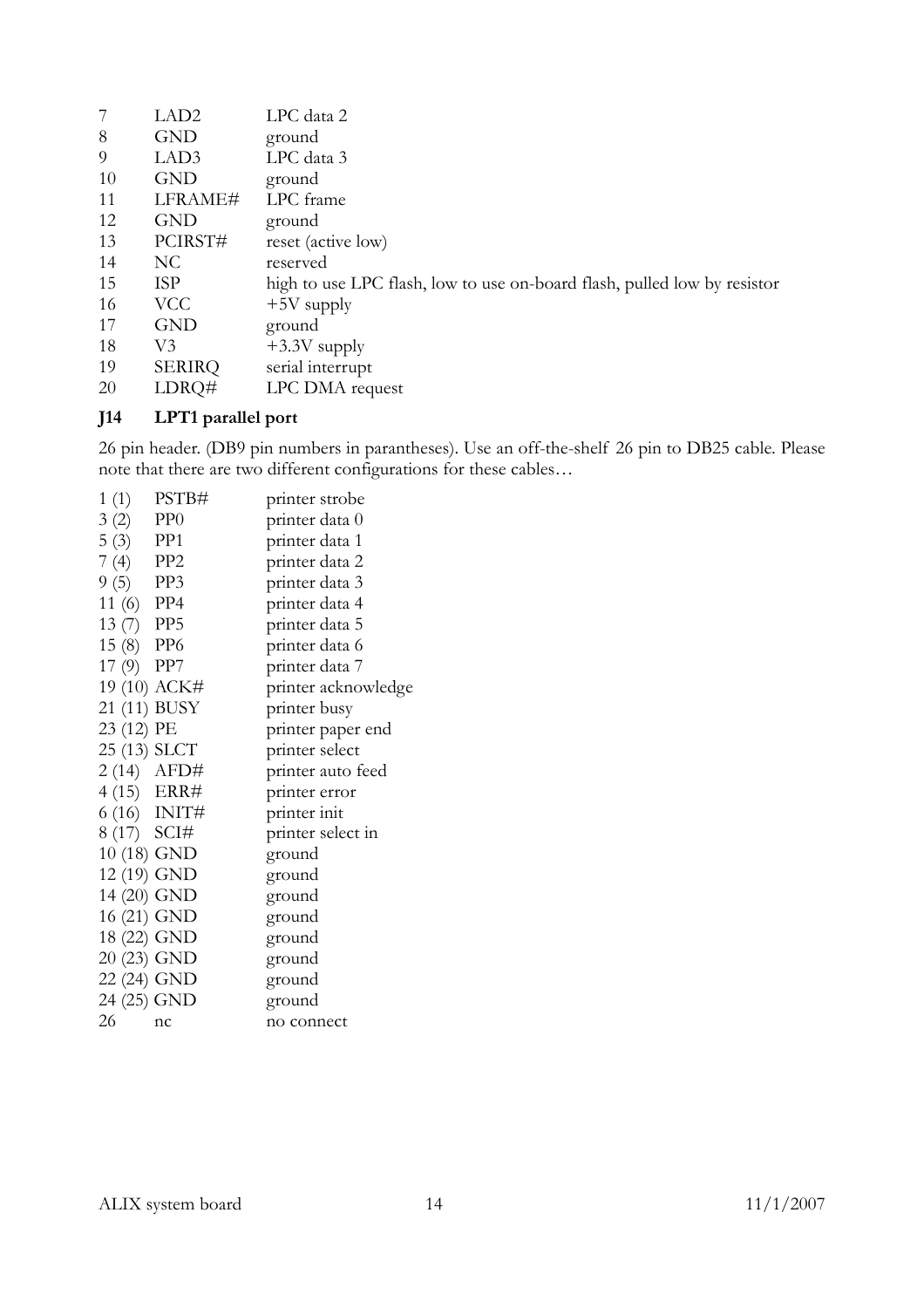| | | |
|---|---|---|
| 7 | LAD2 | LPC data 2 |
| 8 | GND | ground |
| 9 | LAD3 | LPC data 3 |
| 10 | GND | ground |
| 11 | LFRAME# | LPC frame |
| 12 | GND | ground |
| 13 | PCIRST# | reset (active low) |
| 14 | NC | reserved |
| 15 | ISP | high to use LPC flash, low to use on-board flash, pulled low by resistor |
| 16 | VCC | +5V supply |
| 17 | GND | ground |
| 18 | V3 | +3.3V supply |
| 19 | SERIRQ | serial interrupt |
| 20 | LDRQ# | LPC DMA request |

### J14 LPT1 parallel port

26 pin header. (DB9 pin numbers in parantheses). Use an off-the-shelf 26 pin to DB25 cable. Please note that there are two different configurations for these cables…

| | | |
|---|---|---|
| 1 (1) | PSTB# | printer strobe |
| 3 (2) | PP0 | printer data 0 |
| 5 (3) | PP1 | printer data 1 |
| 7 (4) | PP2 | printer data 2 |
| 9 (5) | PP3 | printer data 3 |
| 11 (6) | PP4 | printer data 4 |
| 13 (7) | PP5 | printer data 5 |
| 15 (8) | PP6 | printer data 6 |
| 17 (9) | PP7 | printer data 7 |
| 19 (10) | ACK# | printer acknowledge |
| 21 (11) | BUSY | printer busy |
| 23 (12) | PE | printer paper end |
| 25 (13) | SLCT | printer select |
| 2 (14) | AFD# | printer auto feed |
| 4 (15) | ERR# | printer error |
| 6 (16) | INIT# | printer init |
| 8 (17) | SCI# | printer select in |
| 10 (18) | GND | ground |
| 12 (19) | GND | ground |
| 14 (20) | GND | ground |
| 16 (21) | GND | ground |
| 18 (22) | GND | ground |
| 20 (23) | GND | ground |
| 22 (24) | GND | ground |
| 24 (25) | GND | ground |
| 26 | nc | no connect |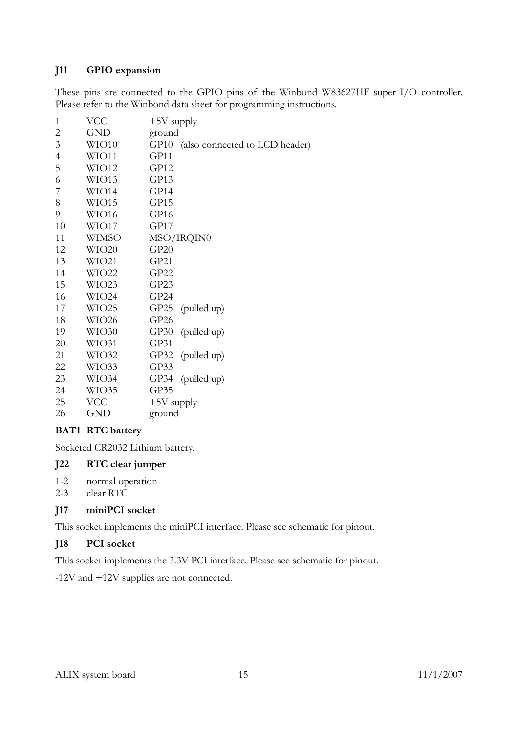### J11 GPIO expansion

These pins are connected to the GPIO pins of the Winbond W83627HF super I/O controller. Please refer to the Winbond data sheet for programming instructions.

| | | |
|---|---|---|
| 1 | VCC | +5V supply |
| 2 | GND | ground |
| 3 | WIO10 | GP10 (also connected to LCD header) |
| 4 | WIO11 | GP11 |
| 5 | WIO12 | GP12 |
| 6 | WIO13 | GP13 |
| 7 | WIO14 | GP14 |
| 8 | WIO15 | GP15 |
| 9 | WIO16 | GP16 |
| 10 | WIO17 | GP17 |
| 11 | WIMSO | MSO/IRQIN0 |
| 12 | WIO20 | GP20 |
| 13 | WIO21 | GP21 |
| 14 | WIO22 | GP22 |
| 15 | WIO23 | GP23 |
| 16 | WIO24 | GP24 |
| 17 | WIO25 | GP25 (pulled up) |
| 18 | WIO26 | GP26 |
| 19 | WIO30 | GP30 (pulled up) |
| 20 | WIO31 | GP31 |
| 21 | WIO32 | GP32 (pulled up) |
| 22 | WIO33 | GP33 |
| 23 | WIO34 | GP34 (pulled up) |
| 24 | WIO35 | GP35 |
| 25 | VCC | +5V supply |
| 26 | GND | ground |

### BAT1 RTC battery

Socketed CR2032 Lithium battery.

### J22 RTC clear jumper

1-2 normal operation
2-3 clear RTC

### J17 miniPCI socket

This socket implements the miniPCI interface. Please see schematic for pinout.

### J18 PCI socket

This socket implements the 3.3V PCI interface. Please see schematic for pinout.

-12V and +12V supplies are not connected.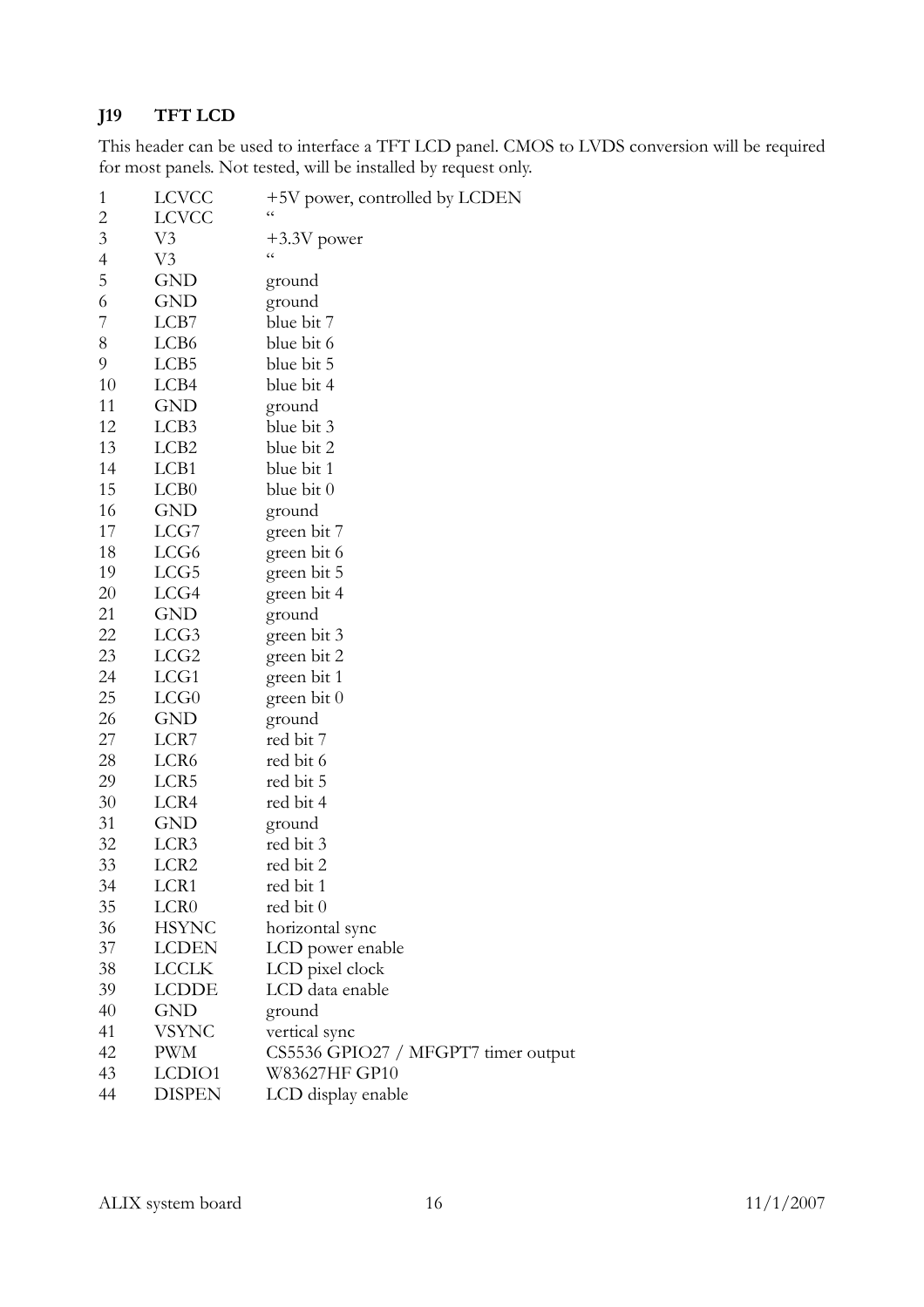### J19 TFT LCD

This header can be used to interface a TFT LCD panel. CMOS to LVDS conversion will be required for most panels. Not tested, will be installed by request only.

| Pin | Signal | Description |
|---|---|---|
| 1 | LCVCC | +5V power, controlled by LCDEN |
| 2 | LCVCC | " |
| 3 | V3 | +3.3V power |
| 4 | V3 | " |
| 5 | GND | ground |
| 6 | GND | ground |
| 7 | LCB7 | blue bit 7 |
| 8 | LCB6 | blue bit 6 |
| 9 | LCB5 | blue bit 5 |
| 10 | LCB4 | blue bit 4 |
| 11 | GND | ground |
| 12 | LCB3 | blue bit 3 |
| 13 | LCB2 | blue bit 2 |
| 14 | LCB1 | blue bit 1 |
| 15 | LCB0 | blue bit 0 |
| 16 | GND | ground |
| 17 | LCG7 | green bit 7 |
| 18 | LCG6 | green bit 6 |
| 19 | LCG5 | green bit 5 |
| 20 | LCG4 | green bit 4 |
| 21 | GND | ground |
| 22 | LCG3 | green bit 3 |
| 23 | LCG2 | green bit 2 |
| 24 | LCG1 | green bit 1 |
| 25 | LCG0 | green bit 0 |
| 26 | GND | ground |
| 27 | LCR7 | red bit 7 |
| 28 | LCR6 | red bit 6 |
| 29 | LCR5 | red bit 5 |
| 30 | LCR4 | red bit 4 |
| 31 | GND | ground |
| 32 | LCR3 | red bit 3 |
| 33 | LCR2 | red bit 2 |
| 34 | LCR1 | red bit 1 |
| 35 | LCR0 | red bit 0 |
| 36 | HSYNC | horizontal sync |
| 37 | LCDEN | LCD power enable |
| 38 | LCCLK | LCD pixel clock |
| 39 | LCDDE | LCD data enable |
| 40 | GND | ground |
| 41 | VSYNC | vertical sync |
| 42 | PWM | CS5536 GPIO27 / MFGPT7 timer output |
| 43 | LCDIO1 | W83627HF GP10 |
| 44 | DISPEN | LCD display enable |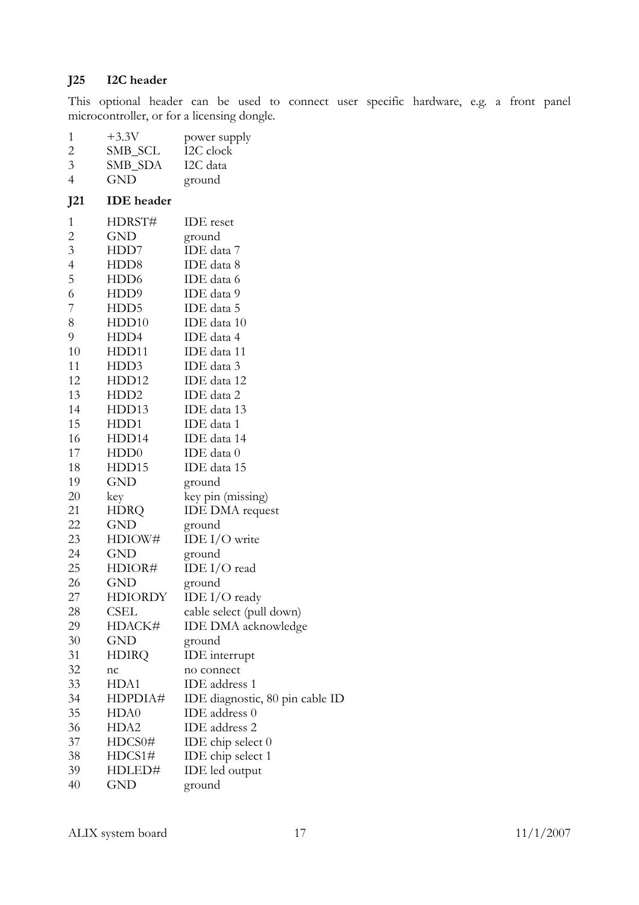### J25 I2C header

This optional header can be used to connect user specific hardware, e.g. a front panel microcontroller, or for a licensing dongle.

| | | |
|---|---|---|
| 1 | +3.3V | power supply |
| 2 | SMB_SCL | I2C clock |
| 3 | SMB_SDA | I2C data |
| 4 | GND | ground |

### J21 IDE header

| | | |
|---|---|---|
| 1 | HDRST# | IDE reset |
| 2 | GND | ground |
| 3 | HDD7 | IDE data 7 |
| 4 | HDD8 | IDE data 8 |
| 5 | HDD6 | IDE data 6 |
| 6 | HDD9 | IDE data 9 |
| 7 | HDD5 | IDE data 5 |
| 8 | HDD10 | IDE data 10 |
| 9 | HDD4 | IDE data 4 |
| 10 | HDD11 | IDE data 11 |
| 11 | HDD3 | IDE data 3 |
| 12 | HDD12 | IDE data 12 |
| 13 | HDD2 | IDE data 2 |
| 14 | HDD13 | IDE data 13 |
| 15 | HDD1 | IDE data 1 |
| 16 | HDD14 | IDE data 14 |
| 17 | HDD0 | IDE data 0 |
| 18 | HDD15 | IDE data 15 |
| 19 | GND | ground |
| 20 | key | key pin (missing) |
| 21 | HDRQ | IDE DMA request |
| 22 | GND | ground |
| 23 | HDIOW# | IDE I/O write |
| 24 | GND | ground |
| 25 | HDIOR# | IDE I/O read |
| 26 | GND | ground |
| 27 | HDIORDY | IDE I/O ready |
| 28 | CSEL | cable select (pull down) |
| 29 | HDACK# | IDE DMA acknowledge |
| 30 | GND | ground |
| 31 | HDIRQ | IDE interrupt |
| 32 | nc | no connect |
| 33 | HDA1 | IDE address 1 |
| 34 | HDPDIA# | IDE diagnostic, 80 pin cable ID |
| 35 | HDA0 | IDE address 0 |
| 36 | HDA2 | IDE address 2 |
| 37 | HDCS0# | IDE chip select 0 |
| 38 | HDCS1# | IDE chip select 1 |
| 39 | HDLED# | IDE led output |
| 40 | GND | ground |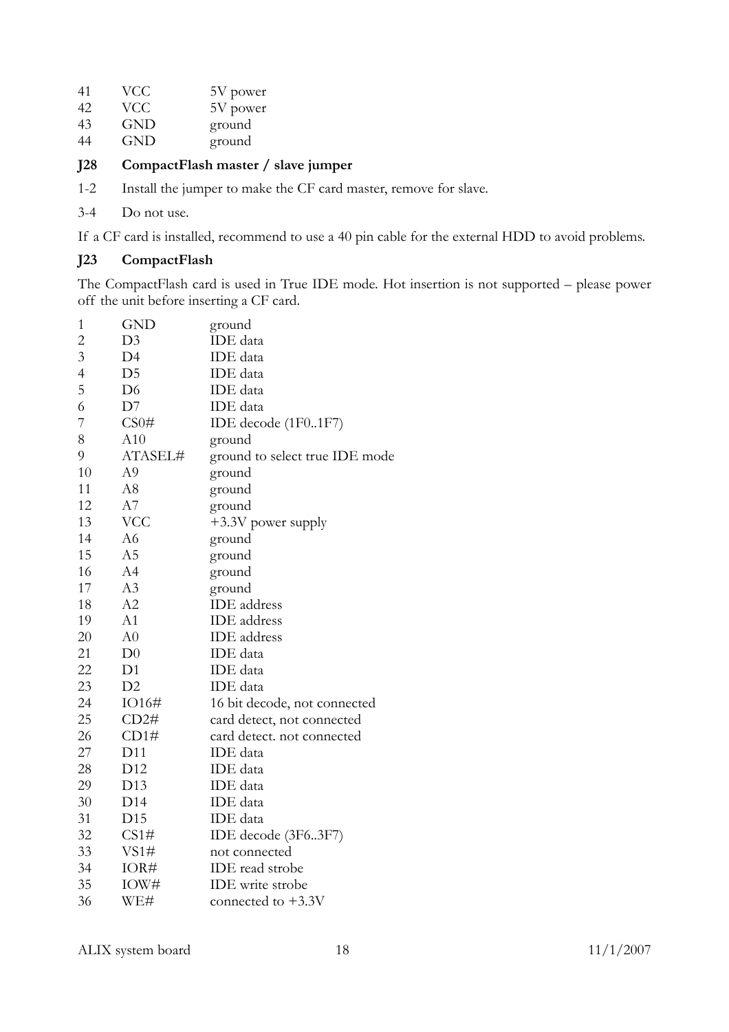| | | |
|---|---|---|
| 41 | VCC | 5V power |
| 42 | VCC | 5V power |
| 43 | GND | ground |
| 44 | GND | ground |

### J28 CompactFlash master / slave jumper

1-2 Install the jumper to make the CF card master, remove for slave.

3-4 Do not use.

If a CF card is installed, recommend to use a 40 pin cable for the external HDD to avoid problems.

### J23 CompactFlash

The CompactFlash card is used in True IDE mode. Hot insertion is not supported – please power off the unit before inserting a CF card.

| | | |
|---|---|---|
| 1 | GND | ground |
| 2 | D3 | IDE data |
| 3 | D4 | IDE data |
| 4 | D5 | IDE data |
| 5 | D6 | IDE data |
| 6 | D7 | IDE data |
| 7 | CS0# | IDE decode (1F0..1F7) |
| 8 | A10 | ground |
| 9 | ATASEL# | ground to select true IDE mode |
| 10 | A9 | ground |
| 11 | A8 | ground |
| 12 | A7 | ground |
| 13 | VCC | +3.3V power supply |
| 14 | A6 | ground |
| 15 | A5 | ground |
| 16 | A4 | ground |
| 17 | A3 | ground |
| 18 | A2 | IDE address |
| 19 | A1 | IDE address |
| 20 | A0 | IDE address |
| 21 | D0 | IDE data |
| 22 | D1 | IDE data |
| 23 | D2 | IDE data |
| 24 | IO16# | 16 bit decode, not connected |
| 25 | CD2# | card detect, not connected |
| 26 | CD1# | card detect. not connected |
| 27 | D11 | IDE data |
| 28 | D12 | IDE data |
| 29 | D13 | IDE data |
| 30 | D14 | IDE data |
| 31 | D15 | IDE data |
| 32 | CS1# | IDE decode (3F6..3F7) |
| 33 | VS1# | not connected |
| 34 | IOR# | IDE read strobe |
| 35 | IOW# | IDE write strobe |
| 36 | WE# | connected to +3.3V |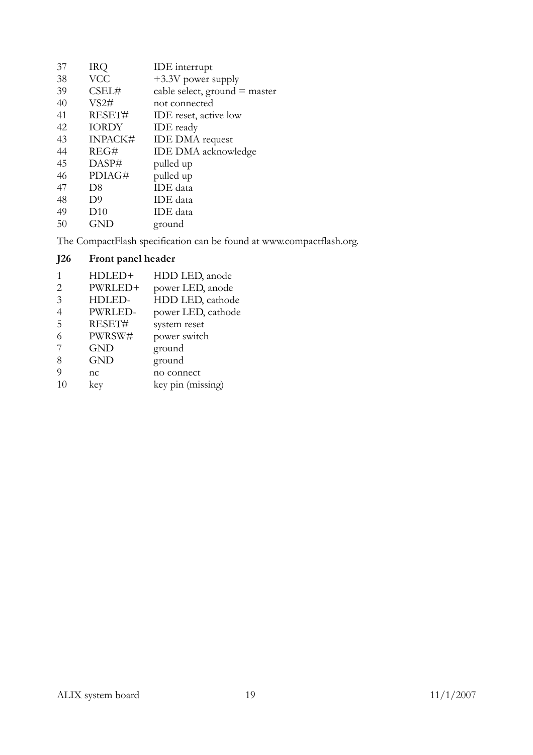| | | |
|---|---|---|
| 37 | IRQ | IDE interrupt |
| 38 | VCC | +3.3V power supply |
| 39 | CSEL# | cable select, ground = master |
| 40 | VS2# | not connected |
| 41 | RESET# | IDE reset, active low |
| 42 | IORDY | IDE ready |
| 43 | INPACK# | IDE DMA request |
| 44 | REG# | IDE DMA acknowledge |
| 45 | DASP# | pulled up |
| 46 | PDIAG# | pulled up |
| 47 | D8 | IDE data |
| 48 | D9 | IDE data |
| 49 | D10 | IDE data |
| 50 | GND | ground |

The CompactFlash specification can be found at www.compactflash.org.

### J26 Front panel header

| | | |
|---|---|---|
| 1 | HDLED+ | HDD LED, anode |
| 2 | PWRLED+ | power LED, anode |
| 3 | HDLED- | HDD LED, cathode |
| 4 | PWRLED- | power LED, cathode |
| 5 | RESET# | system reset |
| 6 | PWRSW# | power switch |
| 7 | GND | ground |
| 8 | GND | ground |
| 9 | nc | no connect |
| 10 | key | key pin (missing) |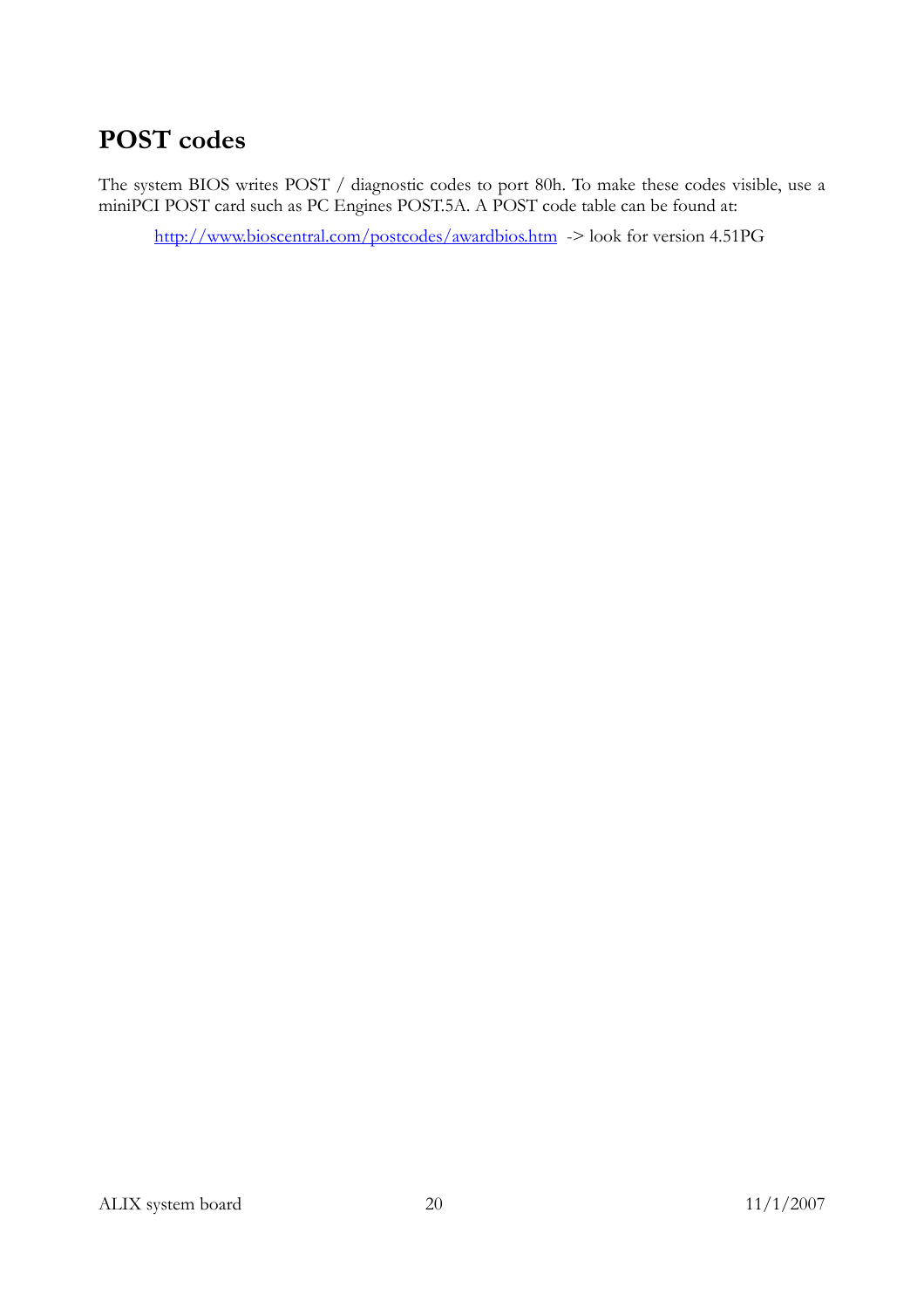## POST codes

The system BIOS writes POST / diagnostic codes to port 80h. To make these codes visible, use a miniPCI POST card such as PC Engines POST.5A. A POST code table can be found at:

http://www.bioscentral.com/postcodes/awardbios.htm -> look for version 4.51PG